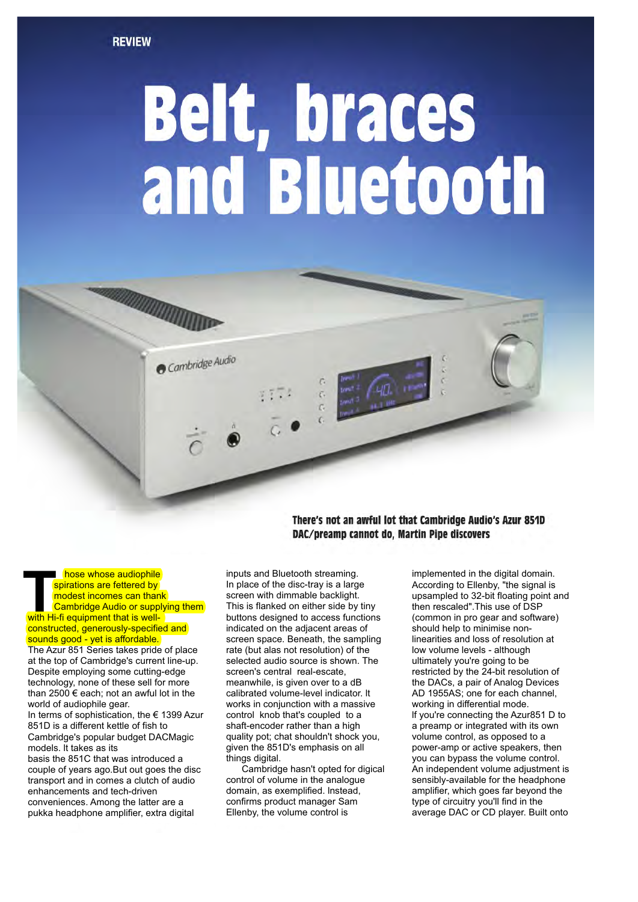REVIEW

# Belt, braces and Bluetooth

**There's not an awful lot that Cambridge Audio's Azur 851D DAC/preamp cannot do, Martin Pipe discovers**

Those whose audiophile spirations are fettered by modest incomes can thank Cambridge Audio or supplying them with Hi-fi equipment that is well-constructed, generously-specified and sounds good - yet is affordable.

The Azur 851 Series takes pride of place at the top of Cambridge's current line-up. Despite employing some cutting-edge technology, none of these sell for more than 2500 € each; not an awful lot in the world of audiophile gear.

In terms of sophistication, the € 1399 Azur 851D is a different kettle of fish to Cambridge's popular budget DACMagic models. It takes as its basis the 851C that was introduced a couple of years ago.But out goes the disc transport and in comes a clutch of audio enhancements and tech-driven conveniences. Among the latter are a pukka headphone amplifier, extra digital inputs and Bluetooth streaming.

In place of the disc-tray is a large screen with dimmable backlight. This is flanked on either side by tiny buttons designed to access functions indicated on the adjacent areas of screen space. Beneath, the sampling rate (but alas not resolution) of the selected audio source is shown. The screen's central real-escate, meanwhile, is given over to a dB calibrated volume-level indicator. It works in conjunction with a massive control knob that's coupled to a shaft-encoder rather than a high quality pot; chat shouldn't shock you, given the 851D's emphasis on all things digital.

Cambridge hasn't opted for digical control of volume in the analogue domain, as exemplified. Instead, confirms product manager Sam Ellenby, the volume control is implemented in the digital domain. According to Ellenby, "the signal is upsampled to 32-bit floating point and then rescaled".This use of DSP (common in pro gear and software) should help to minimise non-linearities and loss of resolution at low volume levels - although ultimately you're going to be restricted by the 24-bit resolution of the DACs, a pair of Analog Devices AD 1955AS; one for each channel, working in differential mode.

If you're connecting the Azur851 D to a preamp or integrated with its own volume control, as opposed to a power-amp or active speakers, then you can bypass the volume control. An independent volume adjustment is sensibly-available for the headphone amplifier, which goes far beyond the type of circuitry you'll find in the average DAC or CD player. Built onto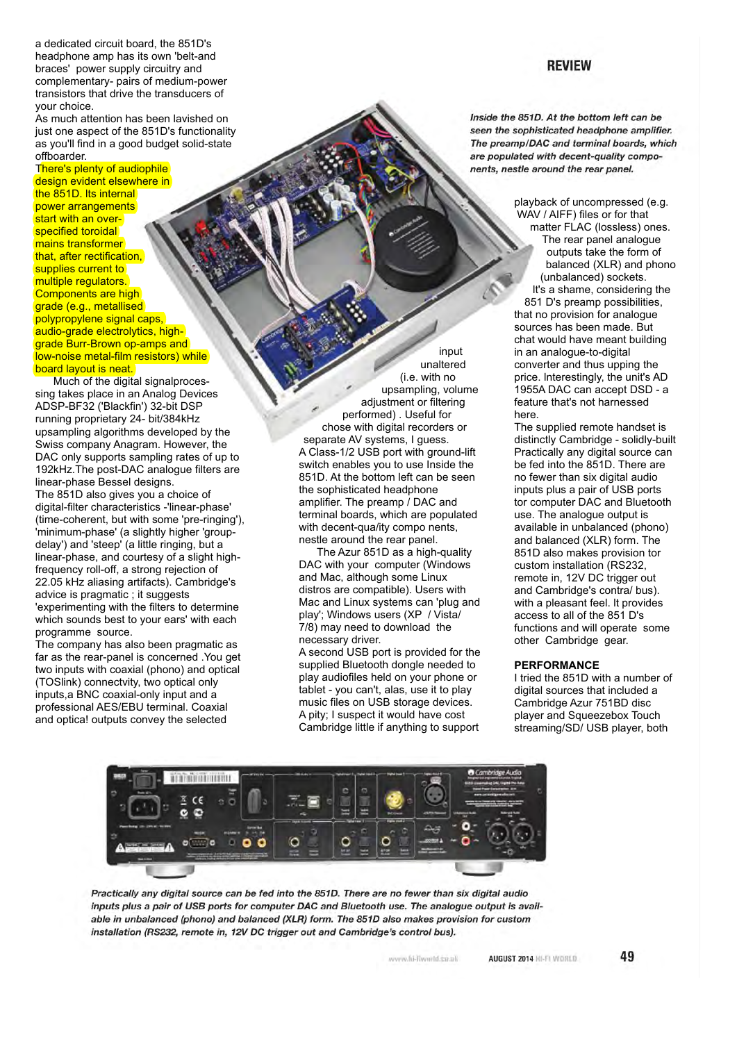a dedicated circuit board, the 851D's headphone amp has its own 'belt-and braces' power supply circuitry and complementary- pairs of medium-power transistors that drive the transducers of your choice.

As much attention has been lavished on just one aspect of the 851D's functionality as you'll find in a good budget solid-state offboarder.

There's plenty of audiophile design evident elsewhere in the 851D. Its internal power arrangements start with an over-specified toroidal mains transformer that, after rectification, supplies current to multiple regulators. Components are high grade (e.g., metallised polypropylene signal caps, audio-grade electrolytics, high-grade Burr-Brown op-amps and low-noise metal-film resistors) while board layout is neat.

Much of the digital signalprocessing takes place in an Analog Devices ADSP-BF32 ('Blackfin') 32-bit DSP running proprietary 24- bit/384kHz upsampling algorithms developed by the Swiss company Anagram. However, the DAC only supports sampling rates of up to 192kHz.The post-DAC analogue filters are linear-phase Bessel designs.

The 851D also gives you a choice of digital-filter characteristics -'linear-phase' (time-coherent, but with some 'pre-ringing'), 'minimum-phase' (a slightly higher 'group-delay') and 'steep' (a little ringing, but a linear-phase, and courtesy of a slight high-frequency roll-off, a strong rejection of 22.05 kHz aliasing artifacts). Cambridge's advice is pragmatic ; it suggests 'experimenting with the filters to determine which sounds best to your ears' with each programme source.

The company has also been pragmatic as far as the rear-panel is concerned .You get two inputs with coaxial (phono) and optical (TOSlink) connectvity, two optical only inputs,a BNC coaxial-only input and a professional AES/EBU terminal. Coaxial and optica! outputs convey the selected input unaltered (i.e. with no upsampling, volume adjustment or filtering performed) . Useful for chose with digital recorders or separate AV systems, I guess.

A Class-1/2 USB port with ground-lift switch enables you to use Inside the 851D. At the bottom left can be seen the sophisticated headphone amplifier. The preamp / DAC and terminal boards, which are populated with decent-qua/ity compo nents, nestle around the rear panel.

The Azur 851D as a high-quality DAC with your computer (Windows and Mac, although some Linux distros are compatible). Users with Mac and Linux systems can 'plug and play'; Windows users (XP / Vista/ 7/8) may need to download the necessary driver.

A second USB port is provided for the supplied Bluetooth dongle needed to play audiofiles held on your phone or tablet - you can't, alas, use it to play music files on USB storage devices. A pity; I suspect it would have cost Cambridge little if anything to support playback of uncompressed (e.g. WAV / AIFF) files or for that matter FLAC (lossless) ones.

The rear panel analogue outputs take the form of balanced (XLR) and phono (unbalanced) sockets.

It's a shame, considering the 851 D's preamp possibilities, that no provision for analogue sources has been made. But chat would have meant building in an analogue-to-digital converter and thus upping the price. Interestingly, the unit's AD 1955A DAC can accept DSD - a feature that's not harnessed here.

The supplied remote handset is distinctly Cambridge - solidly-built Practically any digital source can be fed into the 851D. There are no fewer than six digital audio inputs plus a pair of USB ports tor computer DAC and Bluetooth use. The analogue output is available in unbalanced (phono) and balanced (XLR) form. The 851D also makes provision tor custom installation (RS232, remote in, 12V DC trigger out and Cambridge's contra/ bus). with a pleasant feel. It provides access to all of the 851 D's functions and will operate some other Cambridge gear.

*Inside the 851D. At the bottom left can be seen the sophisticated headphone amplifier. The preamp/DAC and terminal boards, which are populated with decent-quality components, nestle around the rear panel.*

## PERFORMANCE

I tried the 851D with a number of digital sources that included a Cambridge Azur 751BD disc player and Squeezebox Touch streaming/SD/ USB player, both

*Practically any digital source can be fed into the 851D. There are no fewer than six digital audio inputs plus a pair of USB ports for computer DAC and Bluetooth use. The analogue output is available in unbalanced (phono) and balanced (XLR) form. The 851D also makes provision for custom installation (RS232, remote in, 12V DC trigger out and Cambridge's control bus).*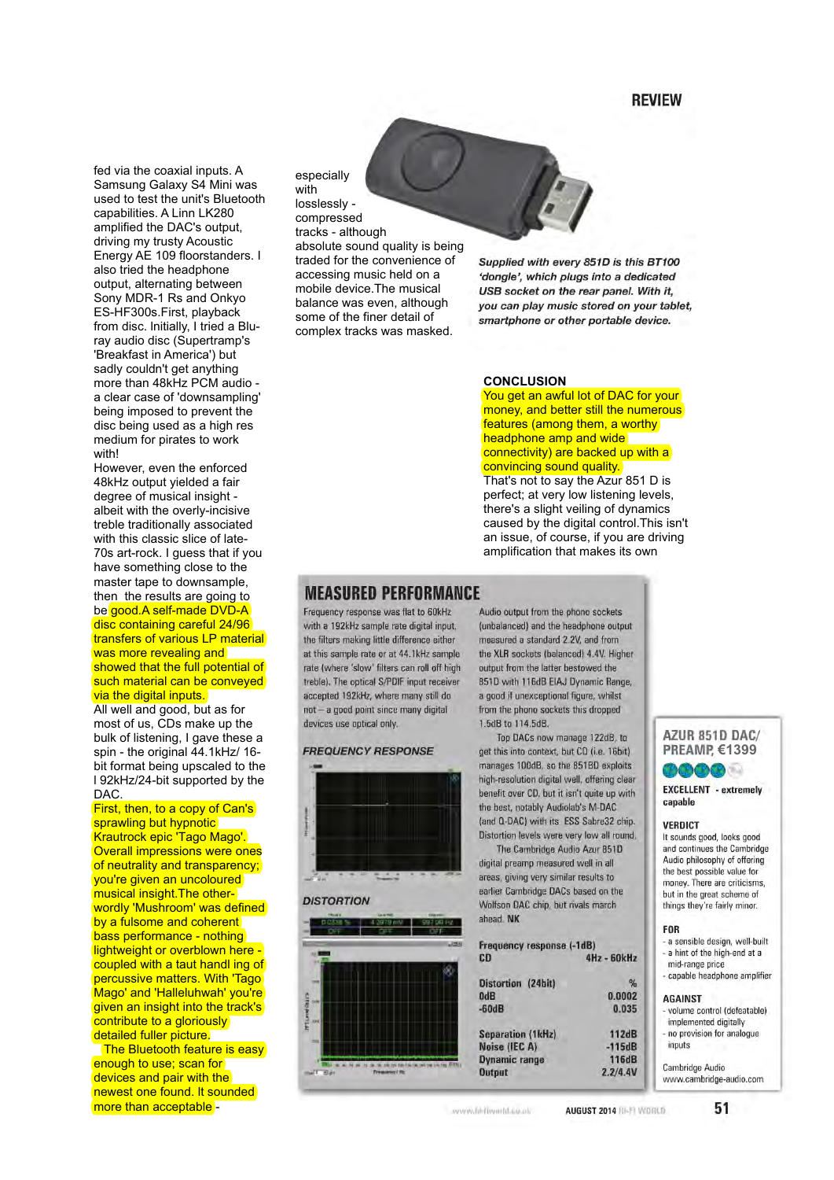## REVIEW

fed via the coaxial inputs. A Samsung Galaxy S4 Mini was used to test the unit's Bluetooth capabilities. A Linn LK280 amplified the DAC's output, driving my trusty Acoustic Energy AE 109 floorstanders. I also tried the headphone output, alternating between Sony MDR-1 Rs and Onkyo ES-HF300s.First, playback from disc. Initially, I tried a Blu-ray audio disc (Supertramp's 'Breakfast in America') but sadly couldn't get anything more than 48kHz PCM audio - a clear case of 'downsampling' being imposed to prevent the disc being used as a high res medium for pirates to work with!

However, even the enforced 48kHz output yielded a fair degree of musical insight - albeit with the overly-incisive treble traditionally associated with this classic slice of late-70s art-rock. I guess that if you have something close to the master tape to downsample, then the results are going to be good.A self-made DVD-A disc containing careful 24/96 transfers of various LP material was more revealing and showed that the full potential of such material can be conveyed via the digital inputs.

All well and good, but as for most of us, CDs make up the bulk of listening, I gave these a spin - the original 44.1kHz/ 16-bit format being upscaled to the l 92kHz/24-bit supported by the DAC.

First, then, to a copy of Can's sprawling but hypnotic Krautrock epic 'Tago Mago'. Overall impressions were ones of neutrality and transparency; you're given an uncoloured musical insight.The other-wordly 'Mushroom' was defined by a fulsome and coherent bass performance - nothing lightweight or overblown here - coupled with a taut handl ing of percussive matters. With 'Tago Mago' and 'Halleluhwah' you're given an insight into the track's contribute to a gloriously detailed fuller picture.

The Bluetooth feature is easy enough to use; scan for devices and pair with the newest one found. It sounded more than acceptable - especially with losslessly - compressed tracks - although absolute sound quality is being traded for the convenience of accessing music held on a mobile device.The musical balance was even, although some of the finer detail of complex tracks was masked.

*Supplied with every 851D is this BT100 'dongle', which plugs into a dedicated USB socket on the rear panel. With it, you can play music stored on your tablet, smartphone or other portable device.*

### CONCLUSION

You get an awful lot of DAC for your money, and better still the numerous features (among them, a worthy headphone amp and wide connectivity) are backed up with a convincing sound quality.

That's not to say the Azur 851 D is perfect; at very low listening levels, there's a slight veiling of dynamics caused by the digital control.This isn't an issue, of course, if you are driving amplification that makes its own

## MEASURED PERFORMANCE

Frequency response was flat to 60kHz with a 192kHz sample rate digital input, the filters making little difference either at this sample rate or at 44.1kHz sample rate (where 'slow' filters can roll off high treble). The optical S/PDIF input receiver accepted 192kHz, where many still do not – a good point since many digital devices use optical only.

*FREQUENCY RESPONSE*

*DISTORTION*

Audio output from the phono sockets (unbalanced) and the headphone output measured a standard 2.2V, and from the XLR sockets (balanced) 4.4V. Higher output from the latter bestowed the 851D with 116dB EIAJ Dynamic Range, a good if unexceptional figure, whilst from the phono sockets this dropped 1.5dB to 114.5dB.

Top DACs now manage 122dB, to get this into context, but CD (i.e. 16bit) manages 100dB, so the 851BD exploits high-resolution digital well, offering clear benefit over CD, but it isn't quite up with the best, notably Audiolab's M-DAC (and Q-DAC) with its ESS Sabre32 chip. Distortion levels were very low all round.

The Cambridge Audio Azur 851D digital preamp measured well in all areas, giving very similar results to earlier Cambridge DACs based on the Wolfson DAC chip, but rivals march ahead. **NK**

| | |
|---|---|
| **Frequency response (-1dB)** | |
| **CD** | **4Hz - 60kHz** |
| **Distortion (24bit)** | **%** |
| **0dB** | **0.0002** |
| **-60dB** | **0.035** |
| **Separation (1kHz)** | **112dB** |
| **Noise (IEC A)** | **-115dB** |
| **Dynamic range** | **116dB** |
| **Output** | **2.2/4.4V** |

### AZUR 851D DAC/ PREAMP, €1399

**EXCELLENT - extremely capable**

**VERDICT**

It sounds good, looks good and continues the Cambridge Audio philosophy of offering the best possible value for money. There are criticisms, but in the great scheme of things they're fairly minor.

**FOR**

- a sensible design, well-built
- a hint of the high-end at a mid-range price
- capable headphone amplifier

**AGAINST**

- volume control (defeatable) implemented digitally
- no provision for analogue inputs

Cambridge Audio
www.cambridge-audio.com